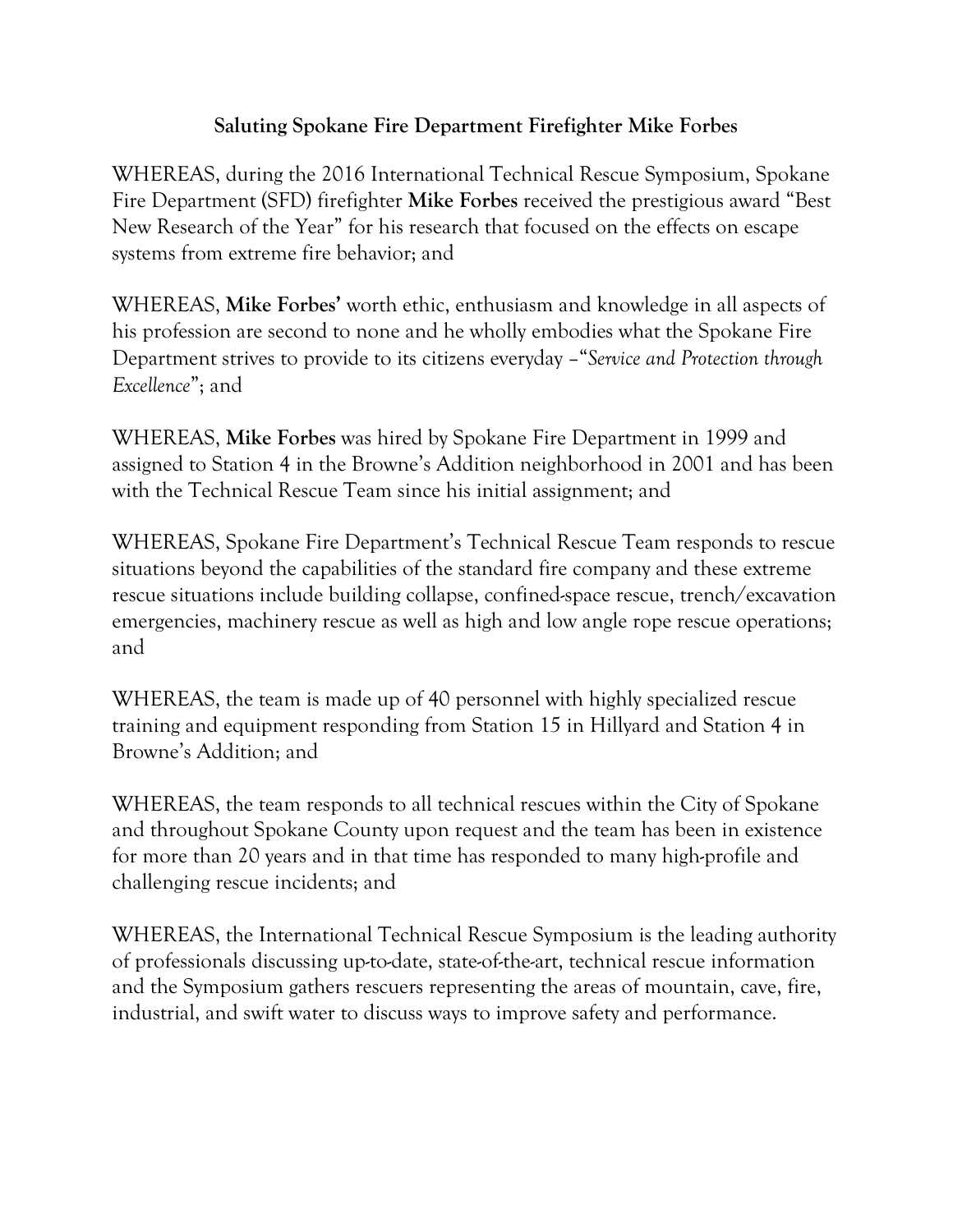# Saluting Spokane Fire Department Firefighter Mike Forbes

WHEREAS, during the 2016 International Technical Rescue Symposium, Spokane Fire Department (SFD) firefighter **Mike Forbes** received the prestigious award "Best New Research of the Year" for his research that focused on the effects on escape systems from extreme fire behavior; and

WHEREAS, **Mike Forbes'** worth ethic, enthusiasm and knowledge in all aspects of his profession are second to none and he wholly embodies what the Spokane Fire Department strives to provide to its citizens everyday –"*Service and Protection through Excellence*"; and

WHEREAS, **Mike Forbes** was hired by Spokane Fire Department in 1999 and assigned to Station 4 in the Browne's Addition neighborhood in 2001 and has been with the Technical Rescue Team since his initial assignment; and

WHEREAS, Spokane Fire Department's Technical Rescue Team responds to rescue situations beyond the capabilities of the standard fire company and these extreme rescue situations include building collapse, confined-space rescue, trench/excavation emergencies, machinery rescue as well as high and low angle rope rescue operations; and

WHEREAS, the team is made up of 40 personnel with highly specialized rescue training and equipment responding from Station 15 in Hillyard and Station 4 in Browne's Addition; and

WHEREAS, the team responds to all technical rescues within the City of Spokane and throughout Spokane County upon request and the team has been in existence for more than 20 years and in that time has responded to many high-profile and challenging rescue incidents; and

WHEREAS, the International Technical Rescue Symposium is the leading authority of professionals discussing up-to-date, state-of-the-art, technical rescue information and the Symposium gathers rescuers representing the areas of mountain, cave, fire, industrial, and swift water to discuss ways to improve safety and performance.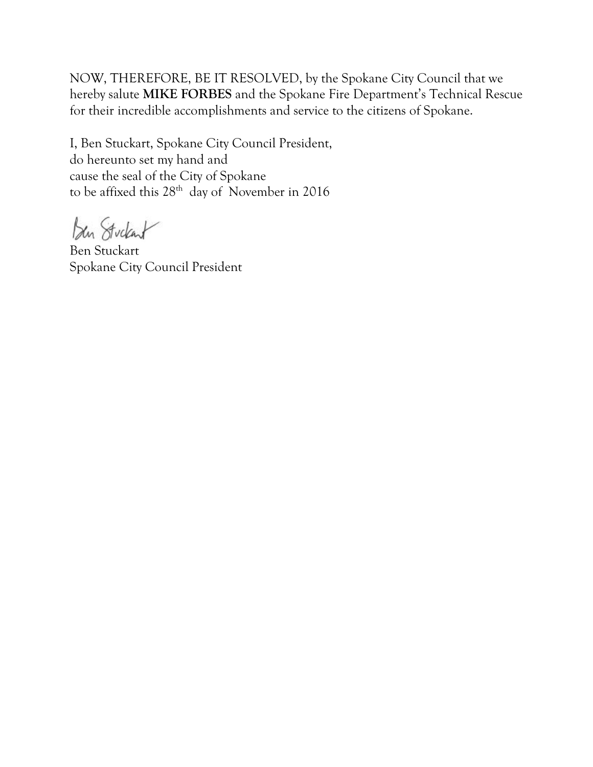NOW, THEREFORE, BE IT RESOLVED, by the Spokane City Council that we hereby salute **MIKE FORBES** and the Spokane Fire Department's Technical Rescue for their incredible accomplishments and service to the citizens of Spokane.

I, Ben Stuckart, Spokane City Council President,  
do hereunto set my hand and  
cause the seal of the City of Spokane  
to be affixed this 28th day of November in 2016

Ben Stuckart  
Spokane City Council President